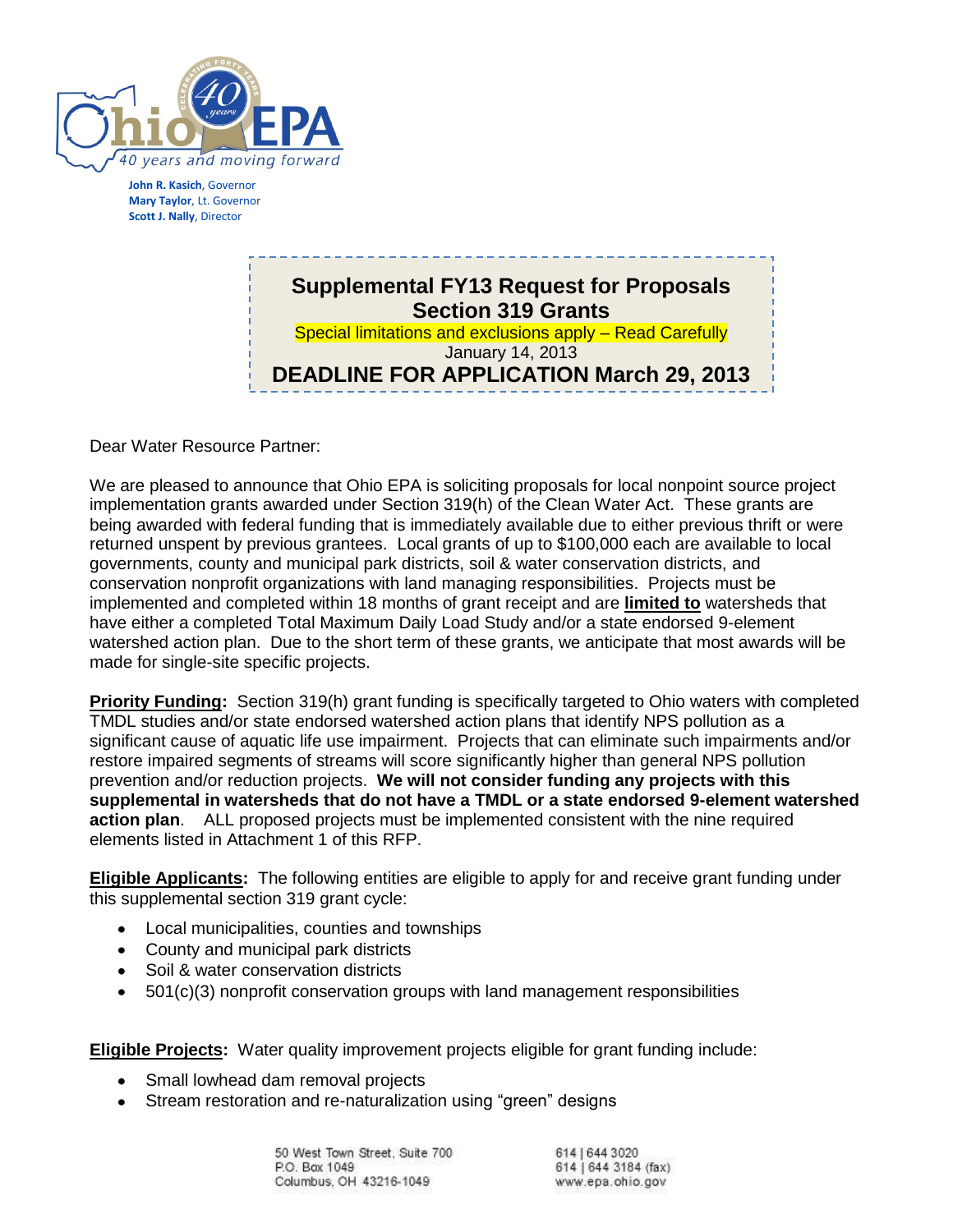John R. Kasich, Governor
Mary Taylor, Lt. Governor
Scott J. Nally, Director

# Supplemental FY13 Request for Proposals
## Section 319 Grants

Special limitations and exclusions apply – Read Carefully

January 14, 2013

**DEADLINE FOR APPLICATION March 29, 2013**

Dear Water Resource Partner:

We are pleased to announce that Ohio EPA is soliciting proposals for local nonpoint source project implementation grants awarded under Section 319(h) of the Clean Water Act. These grants are being awarded with federal funding that is immediately available due to either previous thrift or were returned unspent by previous grantees. Local grants of up to $100,000 each are available to local governments, county and municipal park districts, soil & water conservation districts, and conservation nonprofit organizations with land managing responsibilities. Projects must be implemented and completed within 18 months of grant receipt and are **limited to** watersheds that have either a completed Total Maximum Daily Load Study and/or a state endorsed 9-element watershed action plan. Due to the short term of these grants, we anticipate that most awards will be made for single-site specific projects.

**Priority Funding:** Section 319(h) grant funding is specifically targeted to Ohio waters with completed TMDL studies and/or state endorsed watershed action plans that identify NPS pollution as a significant cause of aquatic life use impairment. Projects that can eliminate such impairments and/or restore impaired segments of streams will score significantly higher than general NPS pollution prevention and/or reduction projects. **We will not consider funding any projects with this supplemental in watersheds that do not have a TMDL or a state endorsed 9-element watershed action plan**. ALL proposed projects must be implemented consistent with the nine required elements listed in Attachment 1 of this RFP.

**Eligible Applicants:** The following entities are eligible to apply for and receive grant funding under this supplemental section 319 grant cycle:

- Local municipalities, counties and townships
- County and municipal park districts
- Soil & water conservation districts
- 501(c)(3) nonprofit conservation groups with land management responsibilities

**Eligible Projects:** Water quality improvement projects eligible for grant funding include:

- Small lowhead dam removal projects
- Stream restoration and re-naturalization using "green" designs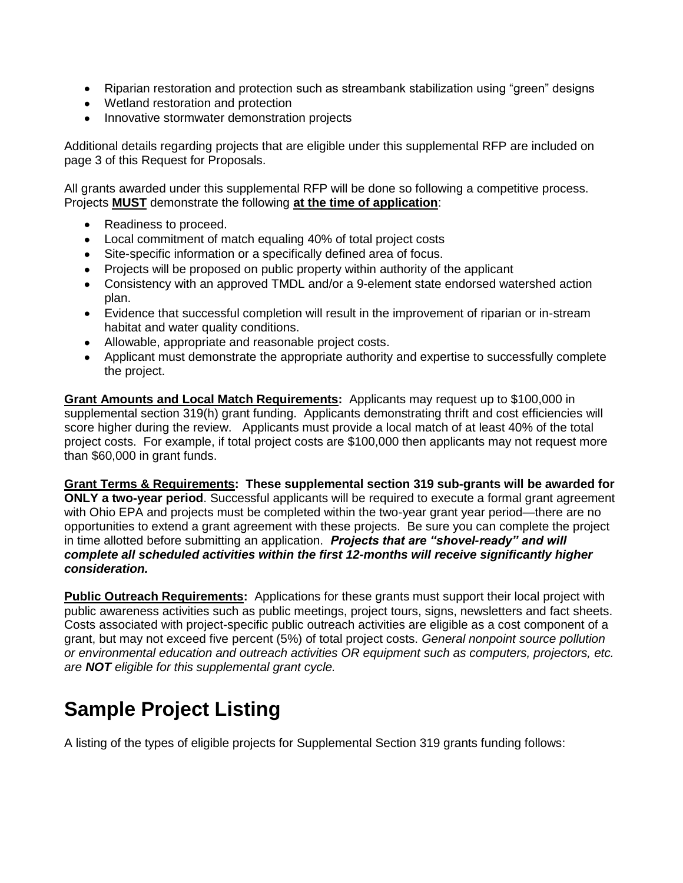- Riparian restoration and protection such as streambank stabilization using "green" designs
- Wetland restoration and protection
- Innovative stormwater demonstration projects

Additional details regarding projects that are eligible under this supplemental RFP are included on page 3 of this Request for Proposals.

All grants awarded under this supplemental RFP will be done so following a competitive process. Projects **MUST** demonstrate the following **at the time of application**:

- Readiness to proceed.
- Local commitment of match equaling 40% of total project costs
- Site-specific information or a specifically defined area of focus.
- Projects will be proposed on public property within authority of the applicant
- Consistency with an approved TMDL and/or a 9-element state endorsed watershed action plan.
- Evidence that successful completion will result in the improvement of riparian or in-stream habitat and water quality conditions.
- Allowable, appropriate and reasonable project costs.
- Applicant must demonstrate the appropriate authority and expertise to successfully complete the project.

**Grant Amounts and Local Match Requirements:** Applicants may request up to $100,000 in supplemental section 319(h) grant funding. Applicants demonstrating thrift and cost efficiencies will score higher during the review. Applicants must provide a local match of at least 40% of the total project costs. For example, if total project costs are $100,000 then applicants may not request more than $60,000 in grant funds.

**Grant Terms & Requirements: These supplemental section 319 sub-grants will be awarded for ONLY a two-year period**. Successful applicants will be required to execute a formal grant agreement with Ohio EPA and projects must be completed within the two-year grant year period—there are no opportunities to extend a grant agreement with these projects. Be sure you can complete the project in time allotted before submitting an application. ***Projects that are "shovel-ready" and will complete all scheduled activities within the first 12-months will receive significantly higher consideration.***

**Public Outreach Requirements:** Applications for these grants must support their local project with public awareness activities such as public meetings, project tours, signs, newsletters and fact sheets. Costs associated with project-specific public outreach activities are eligible as a cost component of a grant, but may not exceed five percent (5%) of total project costs. *General nonpoint source pollution or environmental education and outreach activities OR equipment such as computers, projectors, etc. are **NOT** eligible for this supplemental grant cycle.*

# Sample Project Listing

A listing of the types of eligible projects for Supplemental Section 319 grants funding follows: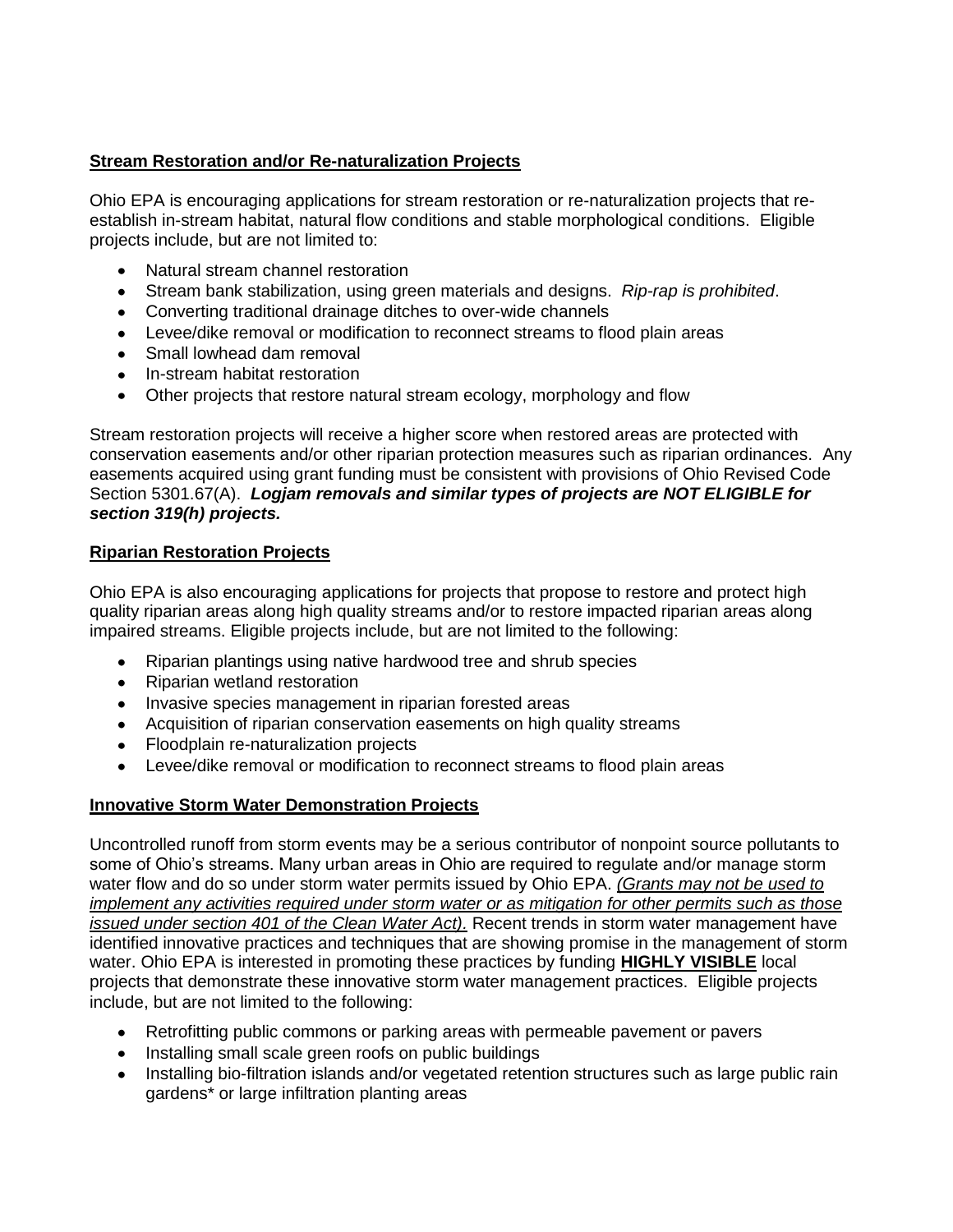## Stream Restoration and/or Re-naturalization Projects

Ohio EPA is encouraging applications for stream restoration or re-naturalization projects that re-establish in-stream habitat, natural flow conditions and stable morphological conditions. Eligible projects include, but are not limited to:

- Natural stream channel restoration
- Stream bank stabilization, using green materials and designs. *Rip-rap is prohibited*.
- Converting traditional drainage ditches to over-wide channels
- Levee/dike removal or modification to reconnect streams to flood plain areas
- Small lowhead dam removal
- In-stream habitat restoration
- Other projects that restore natural stream ecology, morphology and flow

Stream restoration projects will receive a higher score when restored areas are protected with conservation easements and/or other riparian protection measures such as riparian ordinances. Any easements acquired using grant funding must be consistent with provisions of Ohio Revised Code Section 5301.67(A). ***Logjam removals and similar types of projects are NOT ELIGIBLE for section 319(h) projects.***

## Riparian Restoration Projects

Ohio EPA is also encouraging applications for projects that propose to restore and protect high quality riparian areas along high quality streams and/or to restore impacted riparian areas along impaired streams. Eligible projects include, but are not limited to the following:

- Riparian plantings using native hardwood tree and shrub species
- Riparian wetland restoration
- Invasive species management in riparian forested areas
- Acquisition of riparian conservation easements on high quality streams
- Floodplain re-naturalization projects
- Levee/dike removal or modification to reconnect streams to flood plain areas

## Innovative Storm Water Demonstration Projects

Uncontrolled runoff from storm events may be a serious contributor of nonpoint source pollutants to some of Ohio's streams. Many urban areas in Ohio are required to regulate and/or manage storm water flow and do so under storm water permits issued by Ohio EPA. *(Grants may not be used to implement any activities required under storm water or as mitigation for other permits such as those issued under section 401 of the Clean Water Act).* Recent trends in storm water management have identified innovative practices and techniques that are showing promise in the management of storm water. Ohio EPA is interested in promoting these practices by funding **HIGHLY VISIBLE** local projects that demonstrate these innovative storm water management practices. Eligible projects include, but are not limited to the following:

- Retrofitting public commons or parking areas with permeable pavement or pavers
- Installing small scale green roofs on public buildings
- Installing bio-filtration islands and/or vegetated retention structures such as large public rain gardens* or large infiltration planting areas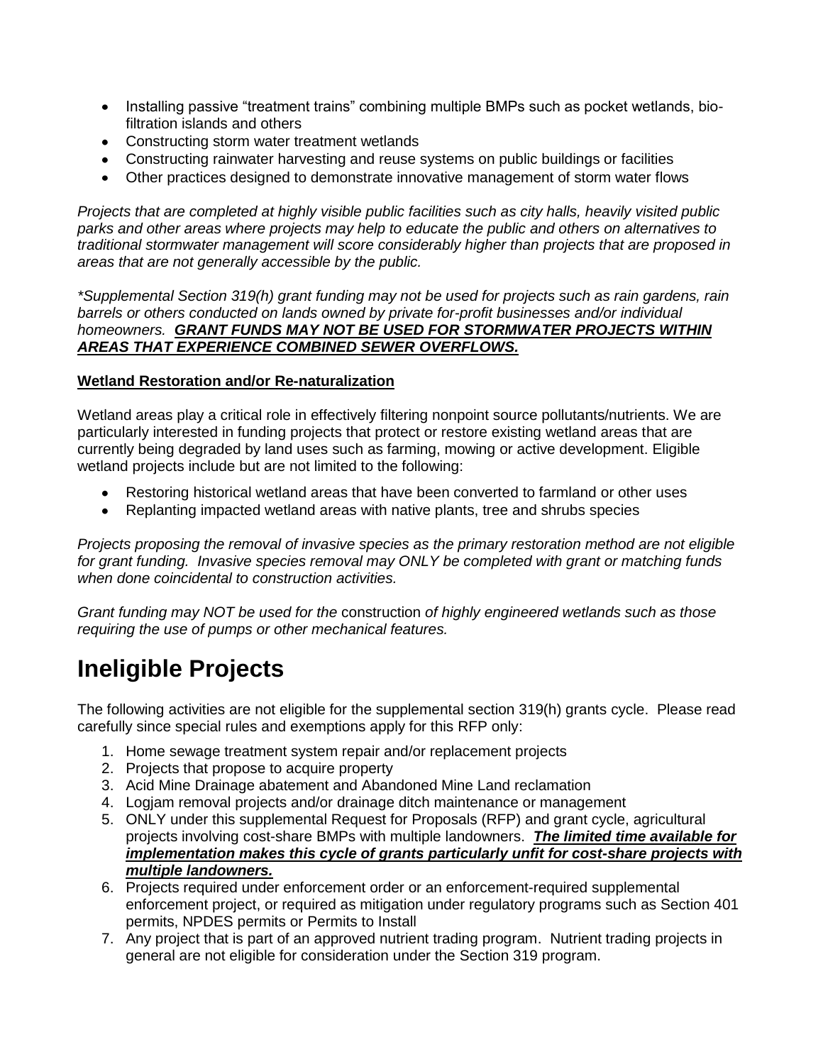- Installing passive "treatment trains" combining multiple BMPs such as pocket wetlands, bio-filtration islands and others
- Constructing storm water treatment wetlands
- Constructing rainwater harvesting and reuse systems on public buildings or facilities
- Other practices designed to demonstrate innovative management of storm water flows

*Projects that are completed at highly visible public facilities such as city halls, heavily visited public parks and other areas where projects may help to educate the public and others on alternatives to traditional stormwater management will score considerably higher than projects that are proposed in areas that are not generally accessible by the public.*

*\*Supplemental Section 319(h) grant funding may not be used for projects such as rain gardens, rain barrels or others conducted on lands owned by private for-profit businesses and/or individual homeowners.* ***<u>GRANT FUNDS MAY NOT BE USED FOR STORMWATER PROJECTS WITHIN AREAS THAT EXPERIENCE COMBINED SEWER OVERFLOWS.</u>***

**<u>Wetland Restoration and/or Re-naturalization</u>**

Wetland areas play a critical role in effectively filtering nonpoint source pollutants/nutrients. We are particularly interested in funding projects that protect or restore existing wetland areas that are currently being degraded by land uses such as farming, mowing or active development. Eligible wetland projects include but are not limited to the following:

- Restoring historical wetland areas that have been converted to farmland or other uses
- Replanting impacted wetland areas with native plants, tree and shrubs species

*Projects proposing the removal of invasive species as the primary restoration method are not eligible for grant funding. Invasive species removal may ONLY be completed with grant or matching funds when done coincidental to construction activities.*

*Grant funding may NOT be used for the* construction *of highly engineered wetlands such as those requiring the use of pumps or other mechanical features.*

# Ineligible Projects

The following activities are not eligible for the supplemental section 319(h) grants cycle. Please read carefully since special rules and exemptions apply for this RFP only:

1. Home sewage treatment system repair and/or replacement projects
2. Projects that propose to acquire property
3. Acid Mine Drainage abatement and Abandoned Mine Land reclamation
4. Logjam removal projects and/or drainage ditch maintenance or management
5. ONLY under this supplemental Request for Proposals (RFP) and grant cycle, agricultural projects involving cost-share BMPs with multiple landowners. ***<u>The limited time available for implementation makes this cycle of grants particularly unfit for cost-share projects with multiple landowners.</u>***
6. Projects required under enforcement order or an enforcement-required supplemental enforcement project, or required as mitigation under regulatory programs such as Section 401 permits, NPDES permits or Permits to Install
7. Any project that is part of an approved nutrient trading program. Nutrient trading projects in general are not eligible for consideration under the Section 319 program.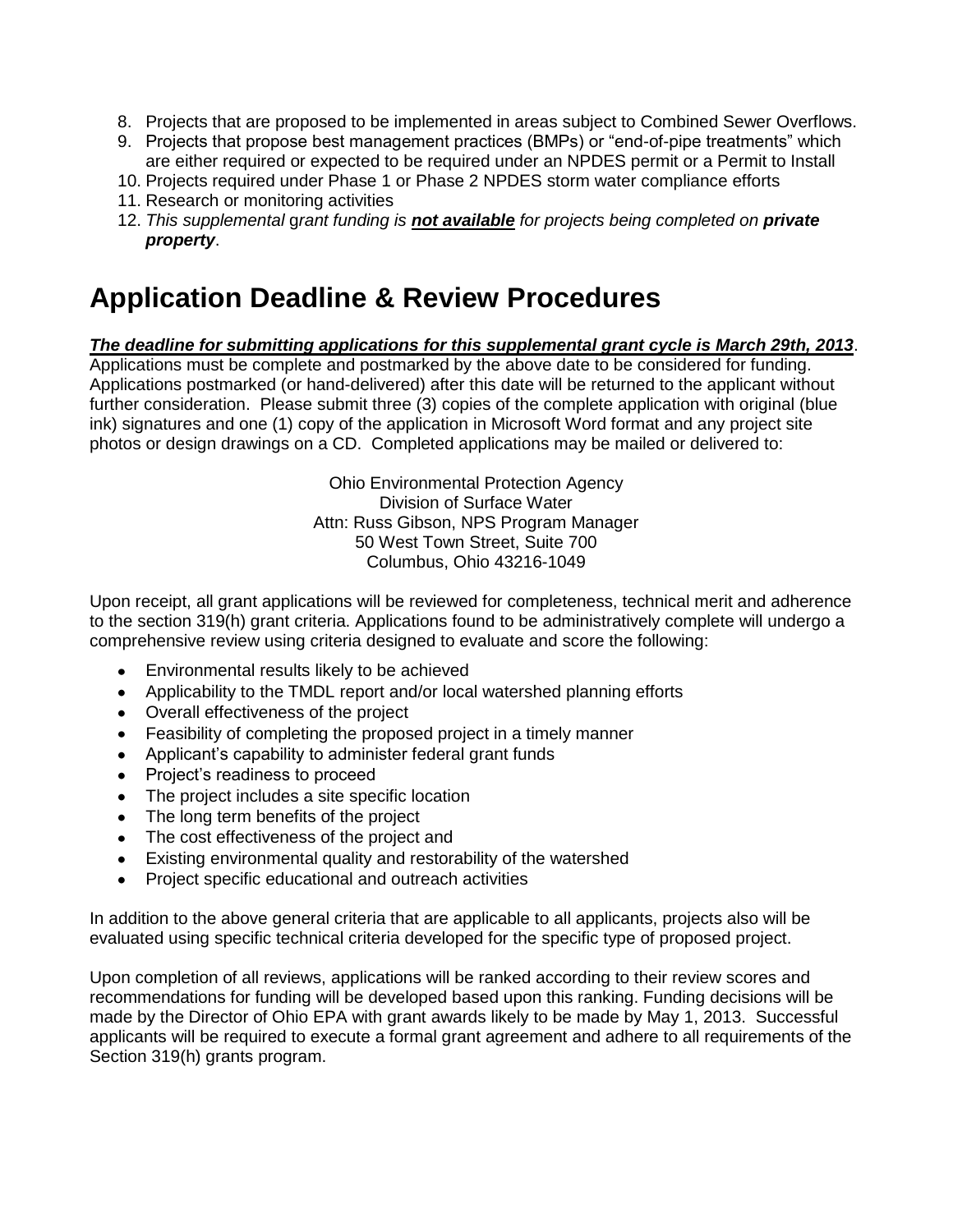8. Projects that are proposed to be implemented in areas subject to Combined Sewer Overflows.
9. Projects that propose best management practices (BMPs) or "end-of-pipe treatments" which are either required or expected to be required under an NPDES permit or a Permit to Install
10. Projects required under Phase 1 or Phase 2 NPDES storm water compliance efforts
11. Research or monitoring activities
12. *This supplemental grant funding is **not available** for projects being completed on **private property**.*

# Application Deadline & Review Procedures

***The deadline for submitting applications for this supplemental grant cycle is March 29th, 2013***.
Applications must be complete and postmarked by the above date to be considered for funding. Applications postmarked (or hand-delivered) after this date will be returned to the applicant without further consideration. Please submit three (3) copies of the complete application with original (blue ink) signatures and one (1) copy of the application in Microsoft Word format and any project site photos or design drawings on a CD. Completed applications may be mailed or delivered to:

Ohio Environmental Protection Agency
Division of Surface Water
Attn: Russ Gibson, NPS Program Manager
50 West Town Street, Suite 700
Columbus, Ohio 43216-1049

Upon receipt, all grant applications will be reviewed for completeness, technical merit and adherence to the section 319(h) grant criteria. Applications found to be administratively complete will undergo a comprehensive review using criteria designed to evaluate and score the following:

- Environmental results likely to be achieved
- Applicability to the TMDL report and/or local watershed planning efforts
- Overall effectiveness of the project
- Feasibility of completing the proposed project in a timely manner
- Applicant's capability to administer federal grant funds
- Project's readiness to proceed
- The project includes a site specific location
- The long term benefits of the project
- The cost effectiveness of the project and
- Existing environmental quality and restorability of the watershed
- Project specific educational and outreach activities

In addition to the above general criteria that are applicable to all applicants, projects also will be evaluated using specific technical criteria developed for the specific type of proposed project.

Upon completion of all reviews, applications will be ranked according to their review scores and recommendations for funding will be developed based upon this ranking. Funding decisions will be made by the Director of Ohio EPA with grant awards likely to be made by May 1, 2013. Successful applicants will be required to execute a formal grant agreement and adhere to all requirements of the Section 319(h) grants program.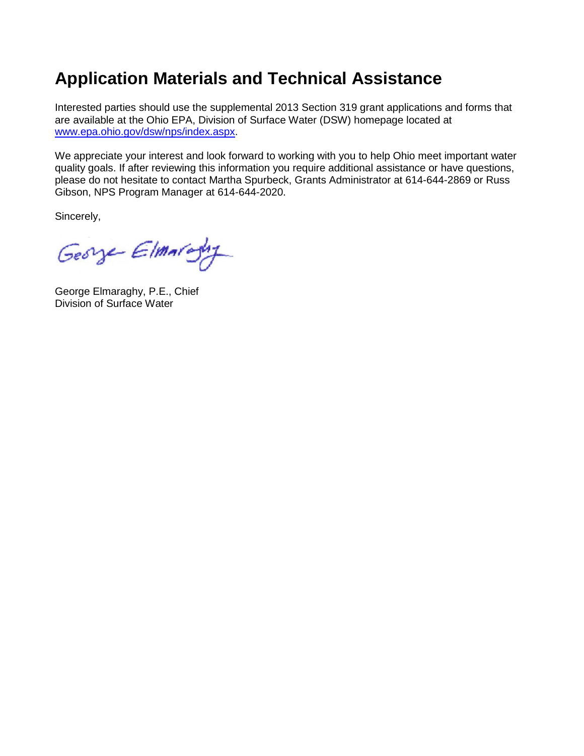## Application Materials and Technical Assistance

Interested parties should use the supplemental 2013 Section 319 grant applications and forms that are available at the Ohio EPA, Division of Surface Water (DSW) homepage located at [www.epa.ohio.gov/dsw/nps/index.aspx](http://www.epa.ohio.gov/dsw/nps/index.aspx).

We appreciate your interest and look forward to working with you to help Ohio meet important water quality goals. If after reviewing this information you require additional assistance or have questions, please do not hesitate to contact Martha Spurbeck, Grants Administrator at 614-644-2869 or Russ Gibson, NPS Program Manager at 614-644-2020.

Sincerely,

George Elmaraghy

George Elmaraghy, P.E., Chief
Division of Surface Water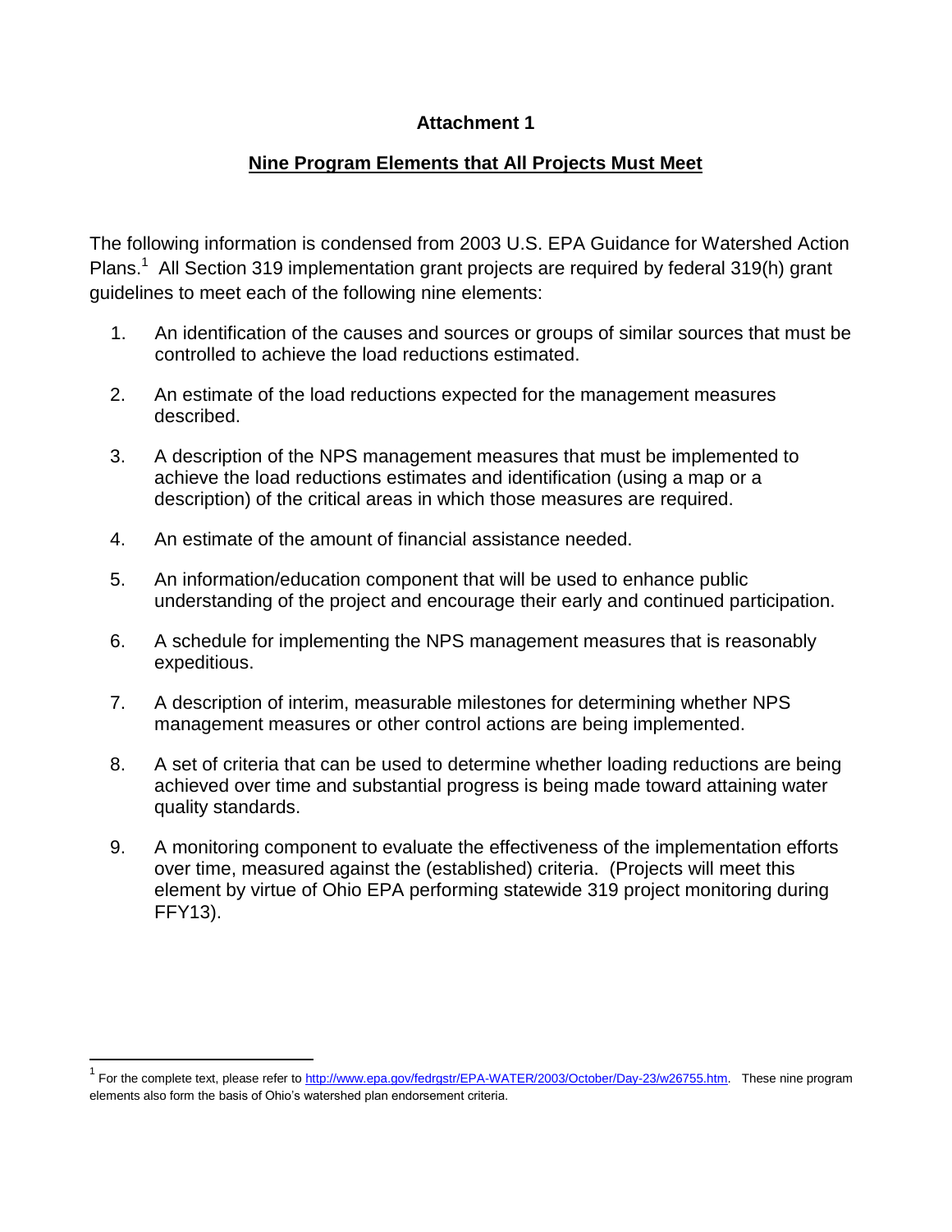# Attachment 1

## Nine Program Elements that All Projects Must Meet

The following information is condensed from 2003 U.S. EPA Guidance for Watershed Action Plans.[1] All Section 319 implementation grant projects are required by federal 319(h) grant guidelines to meet each of the following nine elements:

1. An identification of the causes and sources or groups of similar sources that must be controlled to achieve the load reductions estimated.
2. An estimate of the load reductions expected for the management measures described.
3. A description of the NPS management measures that must be implemented to achieve the load reductions estimates and identification (using a map or a description) of the critical areas in which those measures are required.
4. An estimate of the amount of financial assistance needed.
5. An information/education component that will be used to enhance public understanding of the project and encourage their early and continued participation.
6. A schedule for implementing the NPS management measures that is reasonably expeditious.
7. A description of interim, measurable milestones for determining whether NPS management measures or other control actions are being implemented.
8. A set of criteria that can be used to determine whether loading reductions are being achieved over time and substantial progress is being made toward attaining water quality standards.
9. A monitoring component to evaluate the effectiveness of the implementation efforts over time, measured against the (established) criteria. (Projects will meet this element by virtue of Ohio EPA performing statewide 319 project monitoring during FFY13).

---

[1] For the complete text, please refer to http://www.epa.gov/fedrgstr/EPA-WATER/2003/October/Day-23/w26755.htm. These nine program elements also form the basis of Ohio's watershed plan endorsement criteria.